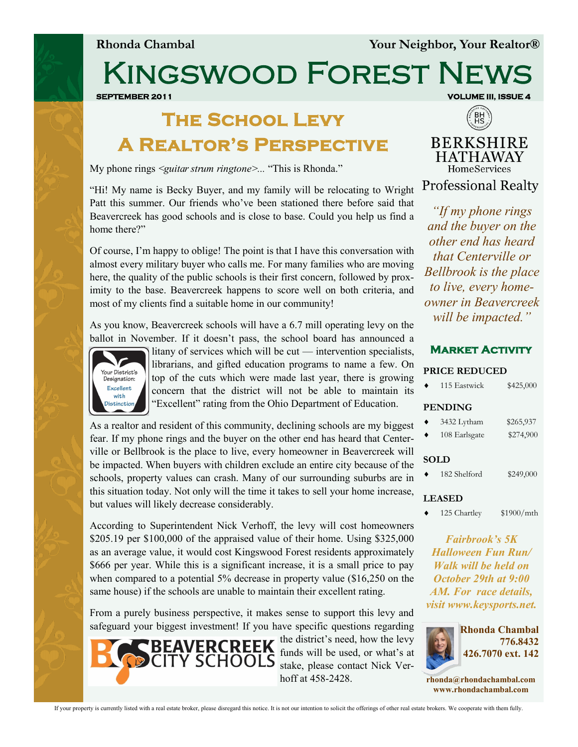Rhonda Chambal — Your Neighbor, Your Realtor®

# Kingswood Forest News

SEPTEMBER 2011 — VOLUME III, ISSUE 4

## The School Levy
## A Realtor's Perspective

My phone rings *<guitar strum ringtone>...* "This is Rhonda."

"Hi! My name is Becky Buyer, and my family will be relocating to Wright Patt this summer. Our friends who've been stationed there before said that Beavercreek has good schools and is close to base. Could you help us find a home there?"

Of course, I'm happy to oblige! The point is that I have this conversation with almost every military buyer who calls me. For many families who are moving here, the quality of the public schools is their first concern, followed by proximity to the base. Beavercreek happens to score well on both criteria, and most of my clients find a suitable home in our community!

As you know, Beavercreek schools will have a 6.7 mill operating levy on the ballot in November. If it doesn't pass, the school board has announced a litany of services which will be cut — intervention specialists, librarians, and gifted education programs to name a few. On top of the cuts which were made last year, there is growing concern that the district will not be able to maintain its "Excellent" rating from the Ohio Department of Education.

Your District's Designation: Excellent with Distinction

As a realtor and resident of this community, declining schools are my biggest fear. If my phone rings and the buyer on the other end has heard that Centerville or Bellbrook is the place to live, every homeowner in Beavercreek will be impacted. When buyers with children exclude an entire city because of the schools, property values can crash. Many of our surrounding suburbs are in this situation today. Not only will the time it takes to sell your home increase, but values will likely decrease considerably.

According to Superintendent Nick Verhoff, the levy will cost homeowners $205.19 per $100,000 of the appraised value of their home. Using $325,000 as an average value, it would cost Kingswood Forest residents approximately $666 per year. While this is a significant increase, it is a small price to pay when compared to a potential 5% decrease in property value ($16,250 on the same house) if the schools are unable to maintain their excellent rating.

From a purely business perspective, it makes sense to support this levy and safeguard your biggest investment! If you have specific questions regarding the district's need, how the levy funds will be used, or what's at stake, please contact Nick Verhoff at 458-2428.

BEAVERCREEK CITY SCHOOLS

---

BERKSHIRE HATHAWAY HomeServices
Professional Realty

*"If my phone rings and the buyer on the other end has heard that Centerville or Bellbrook is the place to live, every homeowner in Beavercreek will be impacted."*

### Market Activity

**PRICE REDUCED**

- 115 Eastwick — $425,000

**PENDING**

- 3432 Lytham — $265,937
- 108 Earlsgate — $274,900

**SOLD**

- 182 Shelford — $249,000

**LEASED**

- 125 Chartley — $1900/mth

***Fairbrook's 5K Halloween Fun Run/ Walk will be held on October 29th at 9:00 AM. For race details, visit www.keysports.net.***

**Rhonda Chambal**
**776.8432**
**426.7070 ext. 142**

**rhonda@rhondachambal.com**
**www.rhondachambal.com**

If your property is currently listed with a real estate broker, please disregard this notice. It is not our intention to solicit the offerings of other real estate brokers. We cooperate with them fully.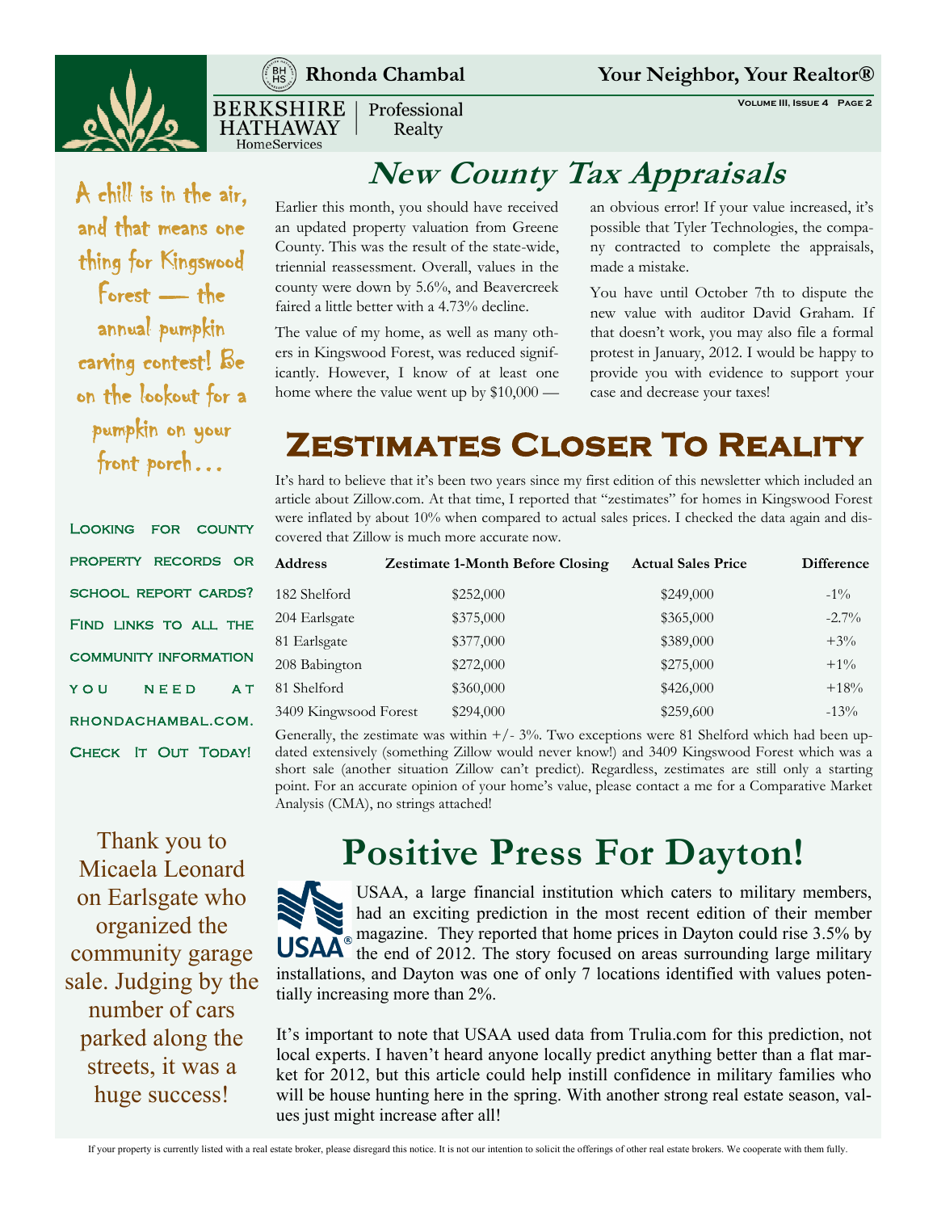Rhonda Chambal

BERKSHIRE HATHAWAY HomeServices | Professional Realty

Your Neighbor, Your Realtor®

# New County Tax Appraisals

Earlier this month, you should have received an updated property valuation from Greene County. This was the result of the state-wide, triennial reassessment. Overall, values in the county were down by 5.6%, and Beavercreek faired a little better with a 4.73% decline.

The value of my home, as well as many others in Kingswood Forest, was reduced significantly. However, I know of at least one home where the value went up by $10,000 — an obvious error! If your value increased, it's possible that Tyler Technologies, the company contracted to complete the appraisals, made a mistake.

You have until October 7th to dispute the new value with auditor David Graham. If that doesn't work, you may also file a formal protest in January, 2012. I would be happy to provide you with evidence to support your case and decrease your taxes!

# Zestimates Closer To Reality

It's hard to believe that it's been two years since my first edition of this newsletter which included an article about Zillow.com. At that time, I reported that "zestimates" for homes in Kingswood Forest were inflated by about 10% when compared to actual sales prices. I checked the data again and discovered that Zillow is much more accurate now.

| Address | Zestimate 1-Month Before Closing | Actual Sales Price | Difference |
|---|---|---|---|
| 182 Shelford | $252,000 | $249,000 | -1% |
| 204 Earlsgate | $375,000 | $365,000 | -2.7% |
| 81 Earlsgate | $377,000 | $389,000 | +3% |
| 208 Babington | $272,000 | $275,000 | +1% |
| 81 Shelford | $360,000 | $426,000 | +18% |
| 3409 Kingwsood Forest | $294,000 | $259,600 | -13% |

Generally, the zestimate was within +/- 3%. Two exceptions were 81 Shelford which had been updated extensively (something Zillow would never know!) and 3409 Kingswood Forest which was a short sale (another situation Zillow can't predict). Regardless, zestimates are still only a starting point. For an accurate opinion of your home's value, please contact a me for a Comparative Market Analysis (CMA), no strings attached!

# Positive Press For Dayton!

USAA, a large financial institution which caters to military members, had an exciting prediction in the most recent edition of their member magazine. They reported that home prices in Dayton could rise 3.5% by the end of 2012. The story focused on areas surrounding large military installations, and Dayton was one of only 7 locations identified with values potentially increasing more than 2%.

It's important to note that USAA used data from Trulia.com for this prediction, not local experts. I haven't heard anyone locally predict anything better than a flat market for 2012, but this article could help instill confidence in military families who will be house hunting here in the spring. With another strong real estate season, values just might increase after all!

A chill is in the air, and that means one thing for Kingswood Forest — the annual pumpkin carving contest! Be on the lookout for a pumpkin on your front porch…

Looking for county property records or school report cards? Find links to all the community information you need at rhondachambal.com. Check It Out Today!

Thank you to Micaela Leonard on Earlsgate who organized the community garage sale. Judging by the number of cars parked along the streets, it was a huge success!

If your property is currently listed with a real estate broker, please disregard this notice. It is not our intention to solicit the offerings of other real estate brokers. We cooperate with them fully.